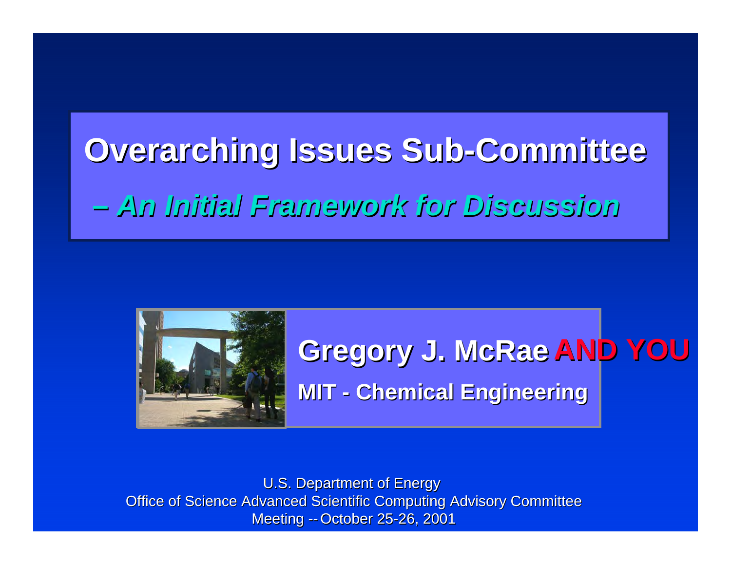# Overarching Issues Sub-Committee

## *– An Initial Framework for Discussion*

**Gregory J. McRae AND YOU**

**MIT - Chemical Engineering**

U.S. Department of Energy
Office of Science Advanced Scientific Computing Advisory Committee
Meeting -- October 25-26, 2001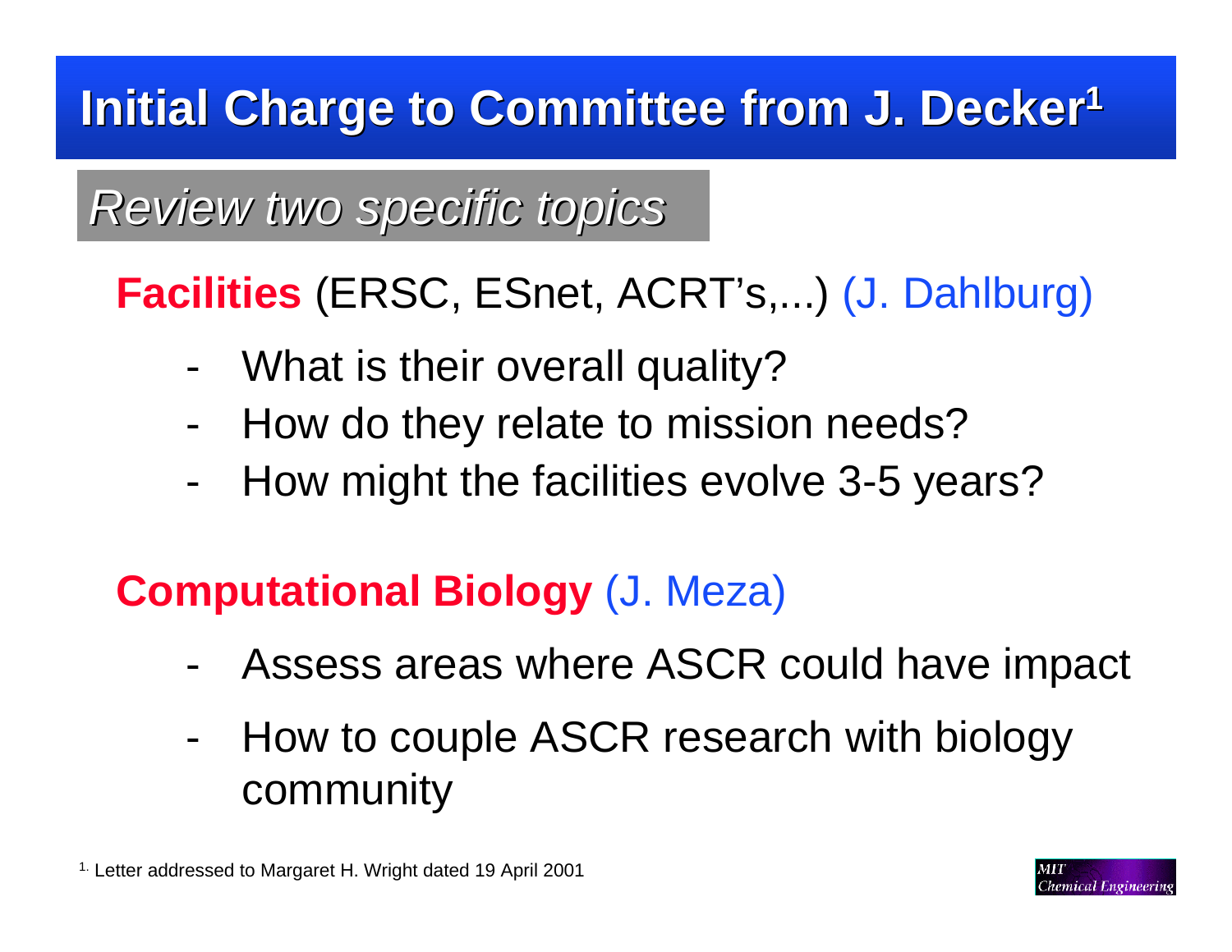# Initial Charge to Committee from J. Decker[1]

*Review two specific topics*

**Facilities** (ERSC, ESnet, ACRT's,...) (J. Dahlburg)

- What is their overall quality?
- How do they relate to mission needs?
- How might the facilities evolve 3-5 years?

**Computational Biology** (J. Meza)

- Assess areas where ASCR could have impact
- How to couple ASCR research with biology community

[1.] Letter addressed to Margaret H. Wright dated 19 April 2001

MIT Chemical Engineering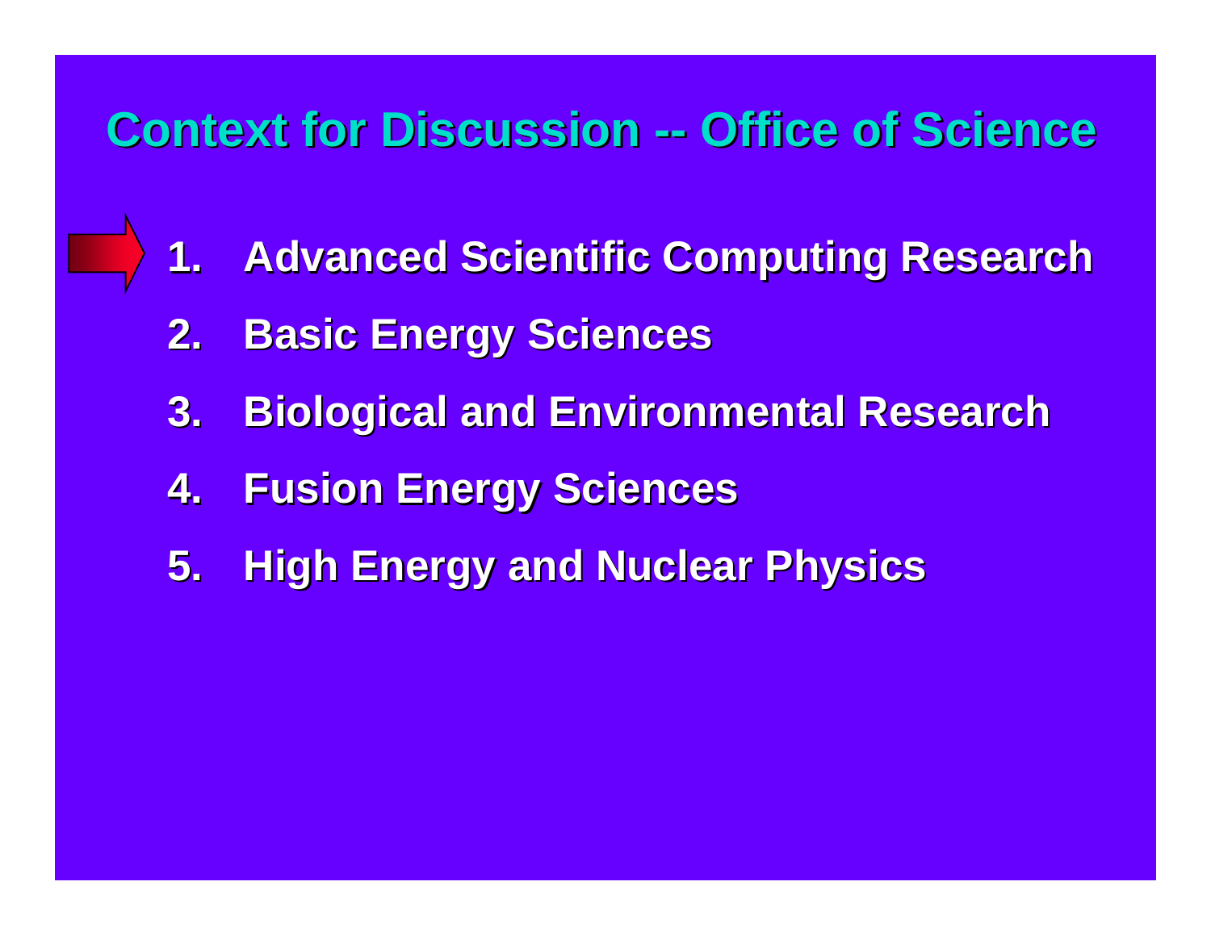# Context for Discussion -- Office of Science

1. **Advanced Scientific Computing Research**
2. **Basic Energy Sciences**
3. **Biological and Environmental Research**
4. **Fusion Energy Sciences**
5. **High Energy and Nuclear Physics**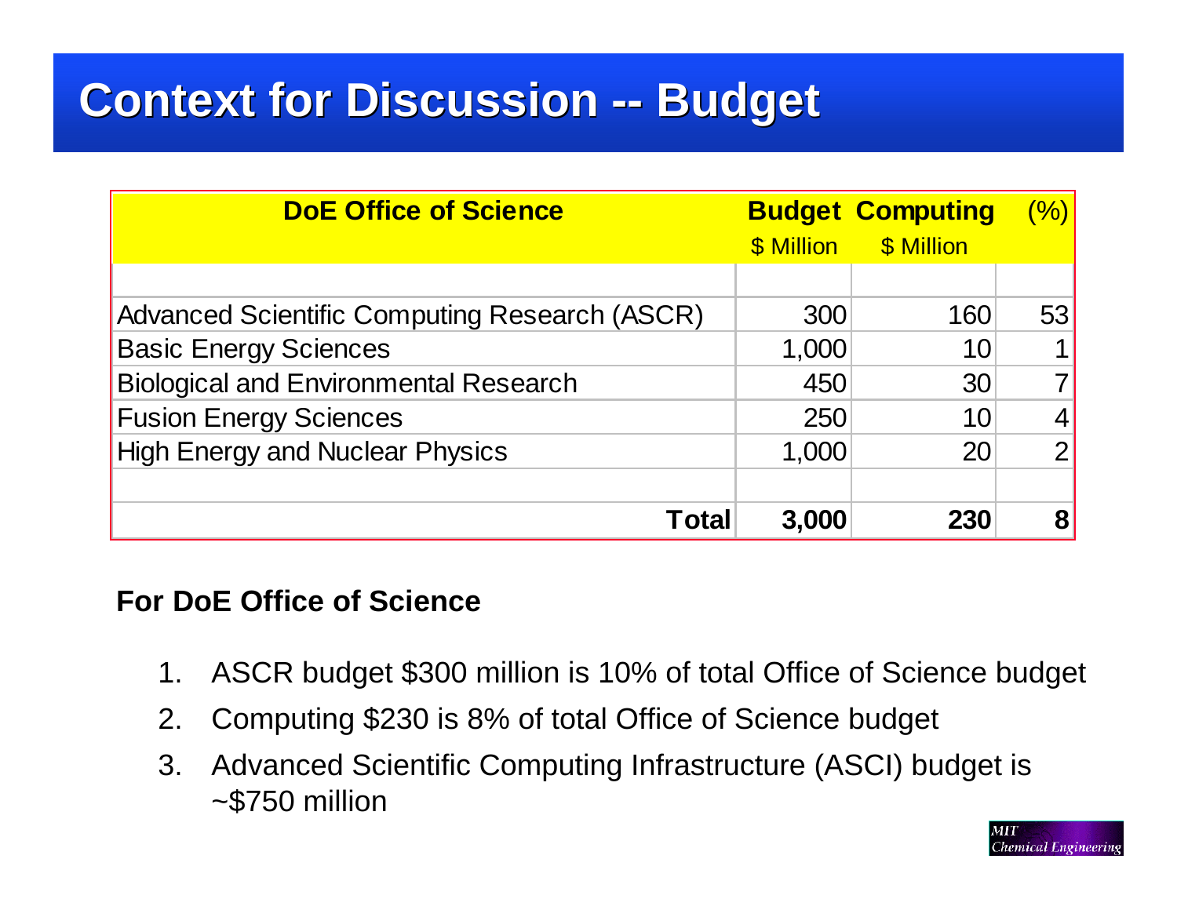# Context for Discussion -- Budget

| DoE Office of Science | Budget<br>$ Million | Computing<br>$ Million | (%) |
|---|---|---|---|
| Advanced Scientific Computing Research (ASCR) | 300 | 160 | 53 |
| Basic Energy Sciences | 1,000 | 10 | 1 |
| Biological and Environmental Research | 450 | 30 | 7 |
| Fusion Energy Sciences | 250 | 10 | 4 |
| High Energy and Nuclear Physics | 1,000 | 20 | 2 |
| **Total** | **3,000** | **230** | **8** |

**For DoE Office of Science**

1. ASCR budget $300 million is 10% of total Office of Science budget
2. Computing $230 is 8% of total Office of Science budget
3. Advanced Scientific Computing Infrastructure (ASCI) budget is ~$750 million

MIT Chemical Engineering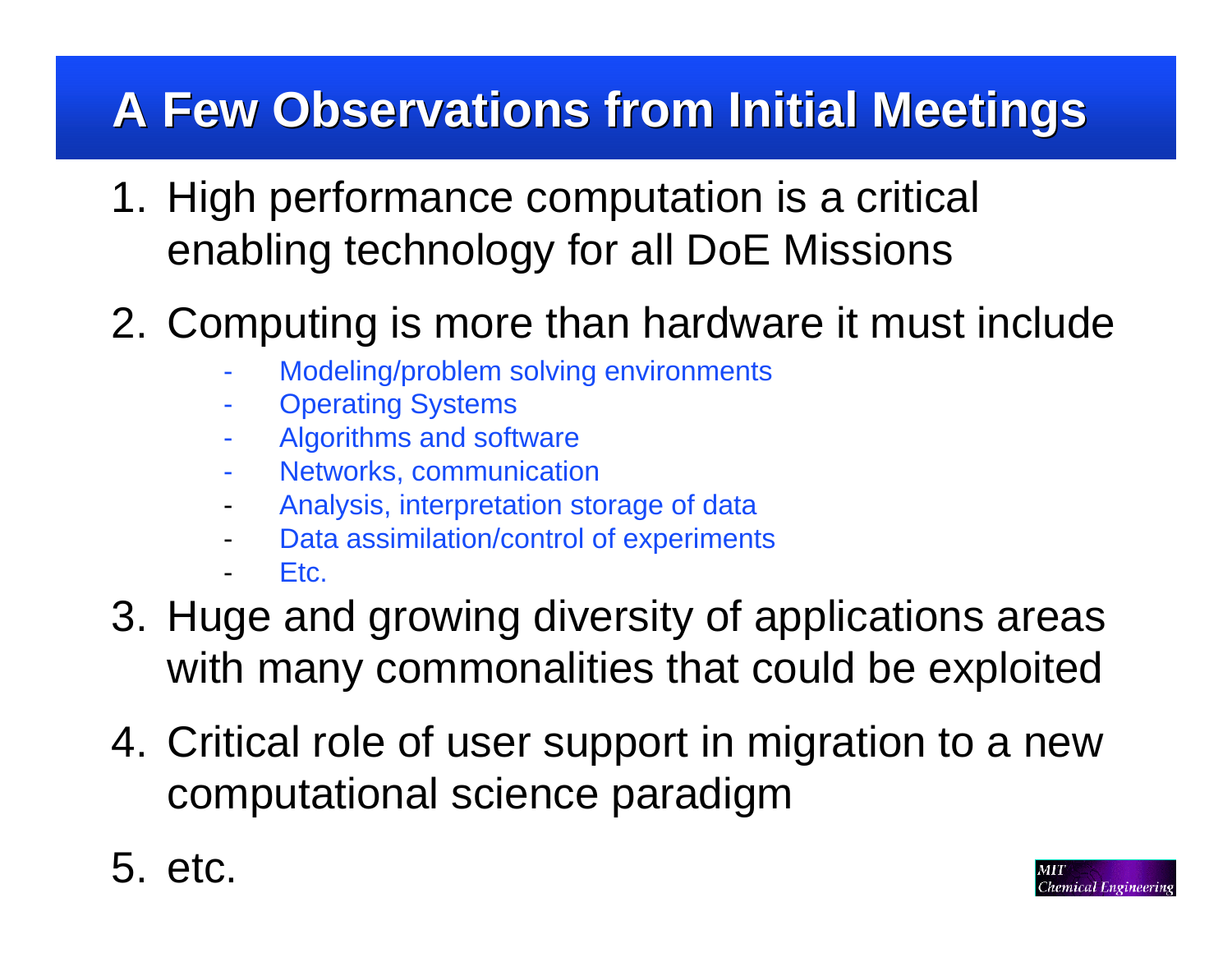# A Few Observations from Initial Meetings

1. High performance computation is a critical enabling technology for all DoE Missions

2. Computing is more than hardware it must include
   - Modeling/problem solving environments
   - Operating Systems
   - Algorithms and software
   - Networks, communication
   - Analysis, interpretation storage of data
   - Data assimilation/control of experiments
   - Etc.

3. Huge and growing diversity of applications areas with many commonalities that could be exploited

4. Critical role of user support in migration to a new computational science paradigm

5. etc.

MIT Chemical Engineering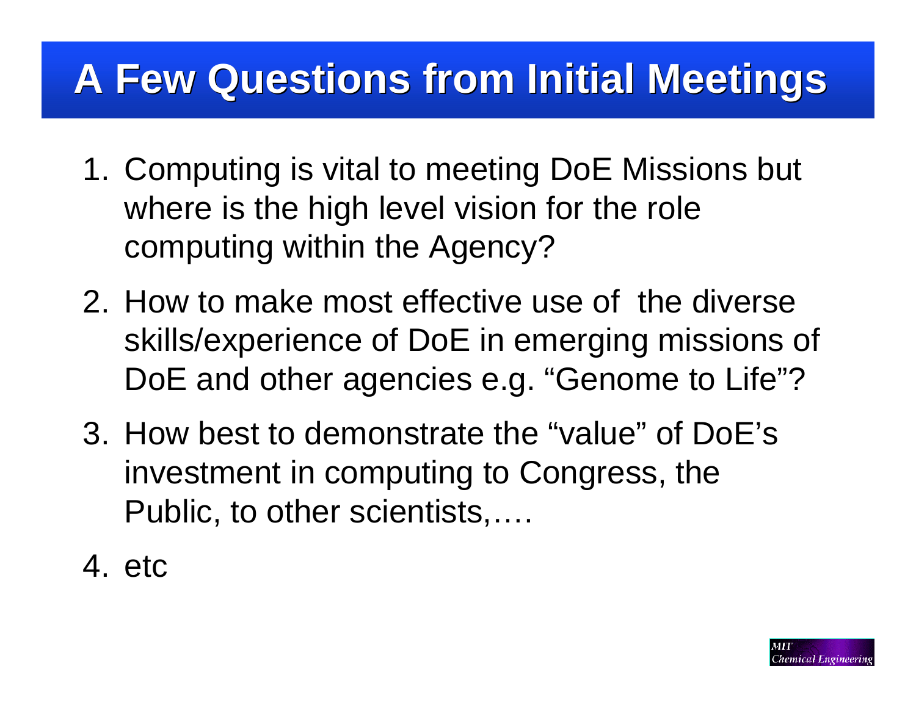# A Few Questions from Initial Meetings

1. Computing is vital to meeting DoE Missions but where is the high level vision for the role computing within the Agency?
2. How to make most effective use of the diverse skills/experience of DoE in emerging missions of DoE and other agencies e.g. “Genome to Life”?
3. How best to demonstrate the “value” of DoE’s investment in computing to Congress, the Public, to other scientists,….
4. etc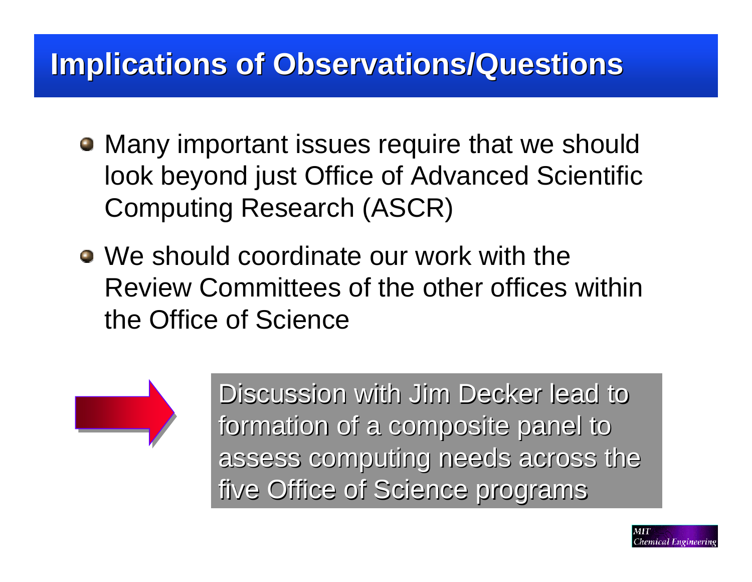# Implications of Observations/Questions

- Many important issues require that we should look beyond just Office of Advanced Scientific Computing Research (ASCR)
- We should coordinate our work with the Review Committees of the other offices within the Office of Science

Discussion with Jim Decker lead to formation of a composite panel to assess computing needs across the five Office of Science programs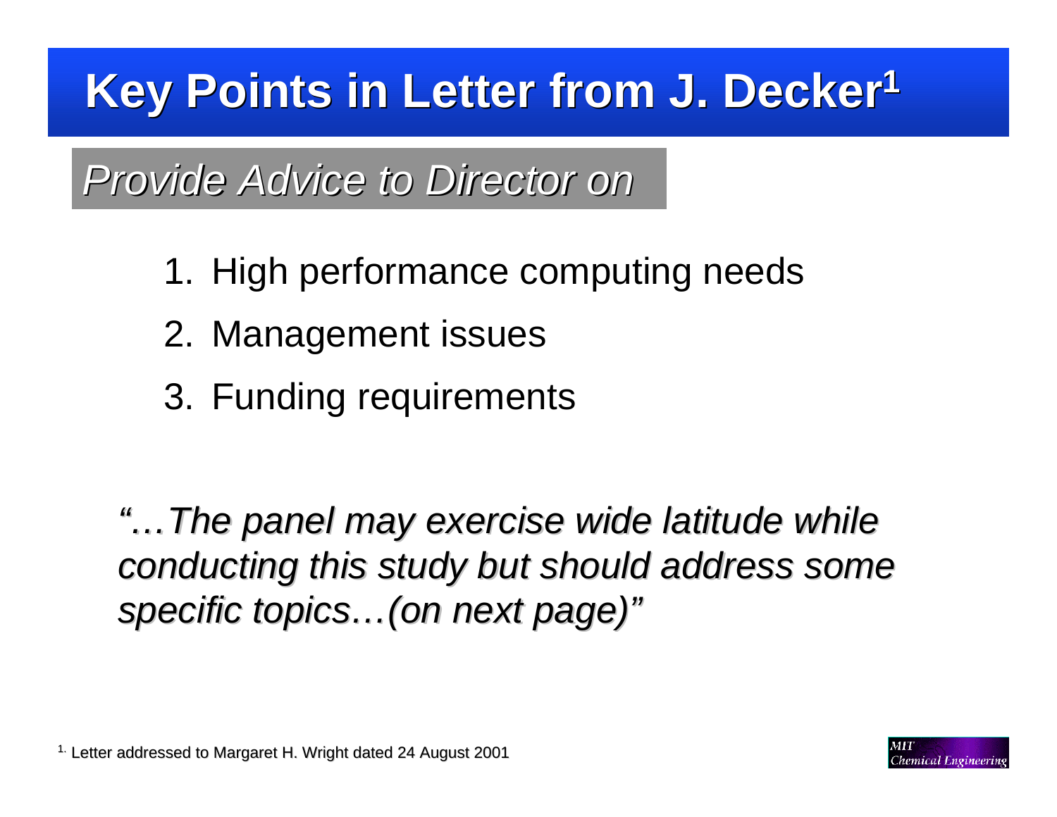# Key Points in Letter from J. Decker[1]

## *Provide Advice to Director on*

1. High performance computing needs
2. Management issues
3. Funding requirements

*"…The panel may exercise wide latitude while conducting this study but should address some specific topics…(on next page)"*

[1] Letter addressed to Margaret H. Wright dated 24 August 2001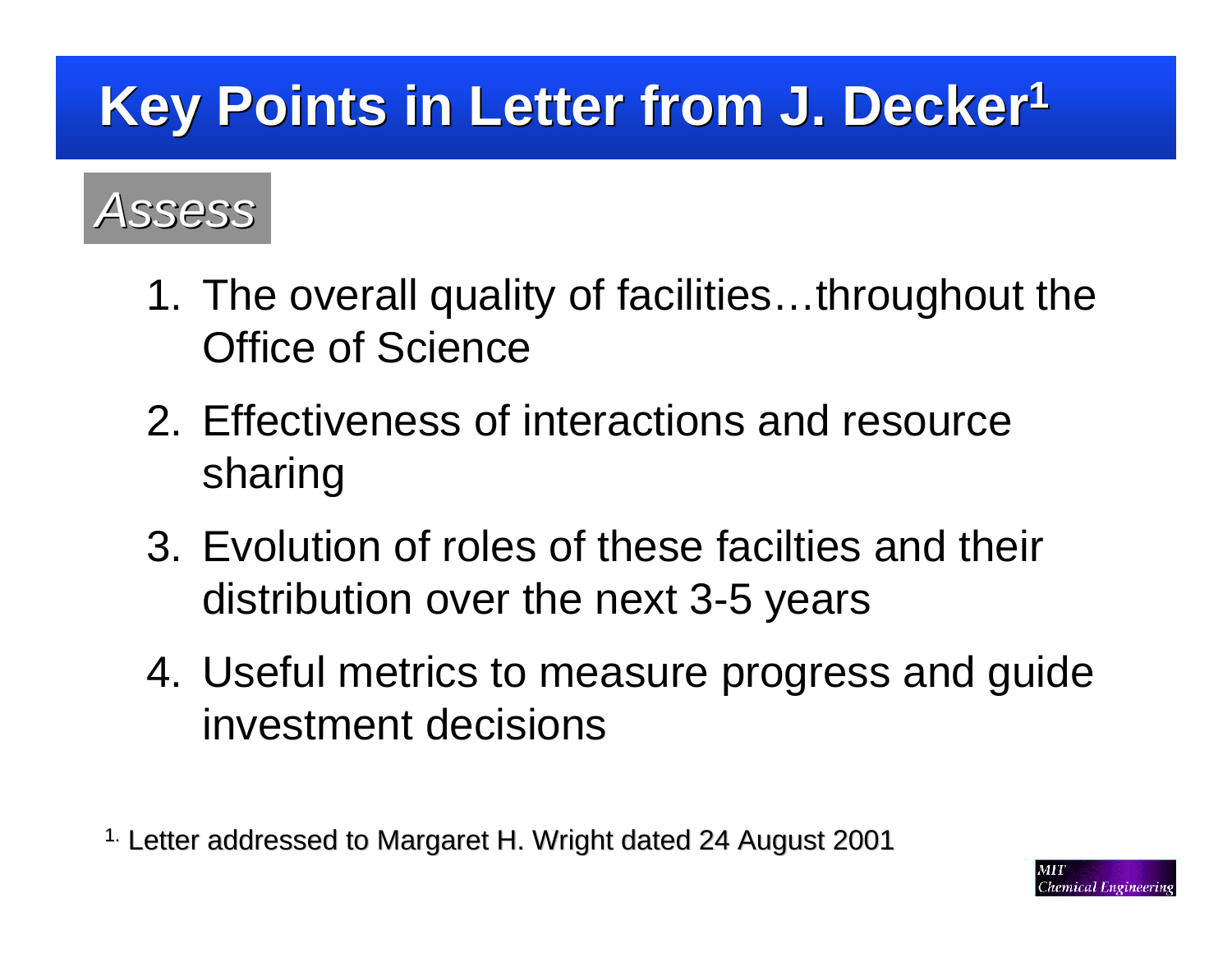# Key Points in Letter from J. Decker[1]

*Assess*

1. The overall quality of facilities…throughout the Office of Science
2. Effectiveness of interactions and resource sharing
3. Evolution of roles of these facilties and their distribution over the next 3-5 years
4. Useful metrics to measure progress and guide investment decisions

[1] Letter addressed to Margaret H. Wright dated 24 August 2001

MIT Chemical Engineering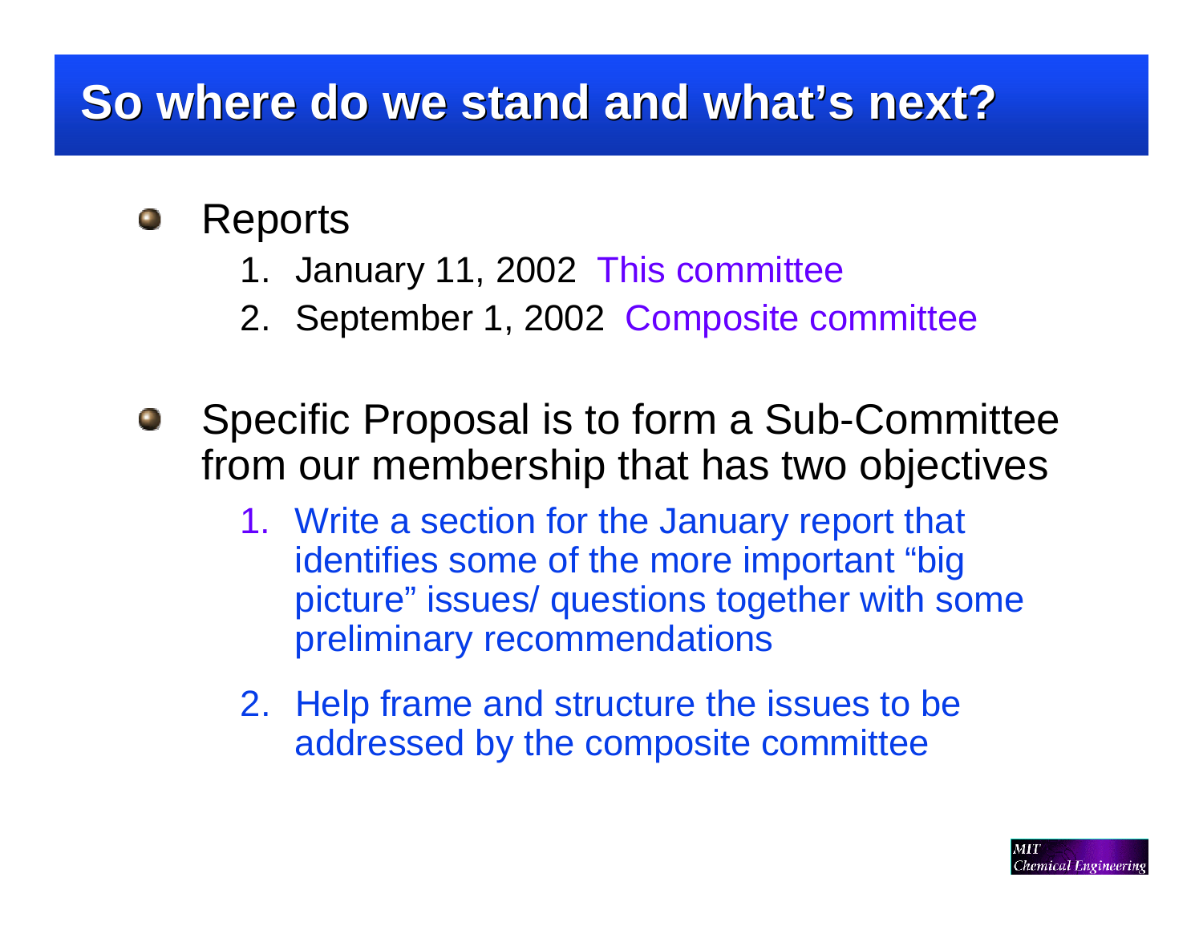# So where do we stand and what's next?

- Reports
  1. January 11, 2002 This committee
  2. September 1, 2002 Composite committee

- Specific Proposal is to form a Sub-Committee from our membership that has two objectives
  1. Write a section for the January report that identifies some of the more important "big picture" issues/ questions together with some preliminary recommendations
  2. Help frame and structure the issues to be addressed by the composite committee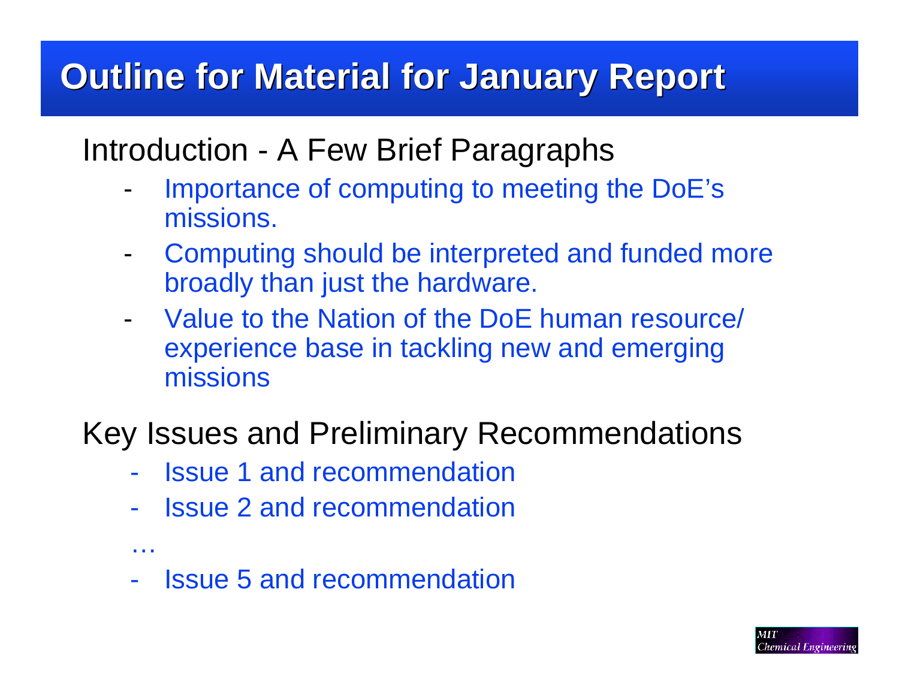# Outline for Material for January Report

## Introduction - A Few Brief Paragraphs

- Importance of computing to meeting the DoE's missions.
- Computing should be interpreted and funded more broadly than just the hardware.
- Value to the Nation of the DoE human resource/ experience base in tackling new and emerging missions

## Key Issues and Preliminary Recommendations

- Issue 1 and recommendation
- Issue 2 and recommendation

…

- Issue 5 and recommendation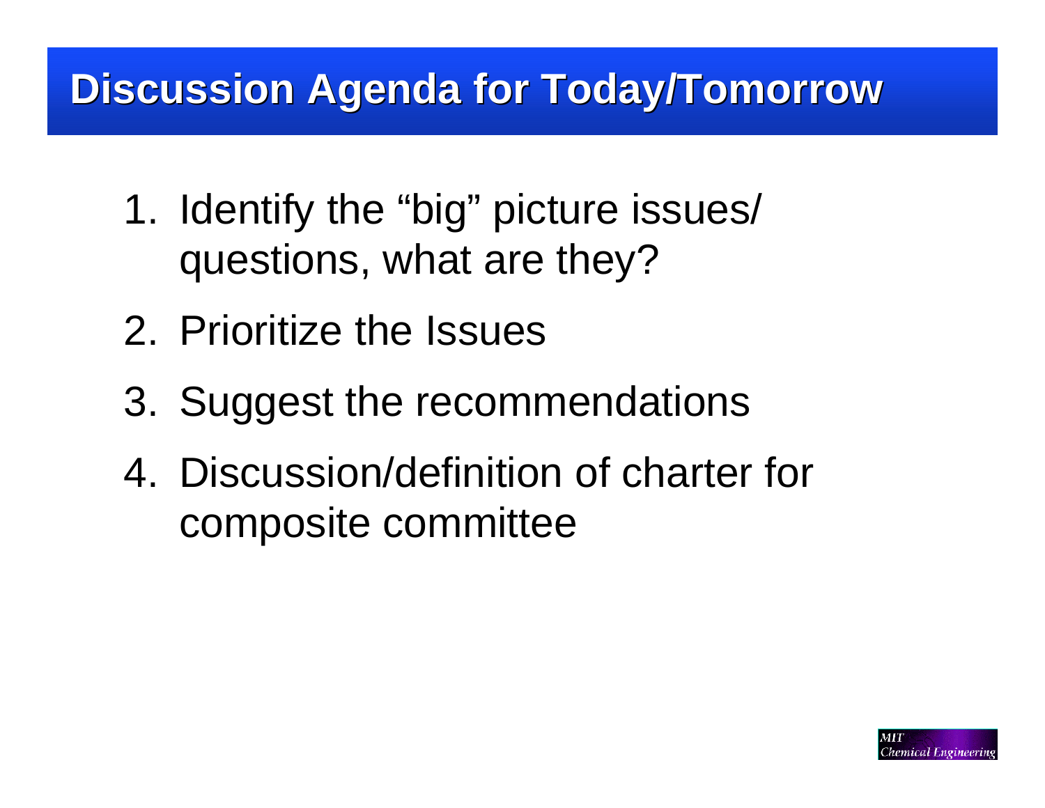# Discussion Agenda for Today/Tomorrow

1. Identify the "big" picture issues/ questions, what are they?
2. Prioritize the Issues
3. Suggest the recommendations
4. Discussion/definition of charter for composite committee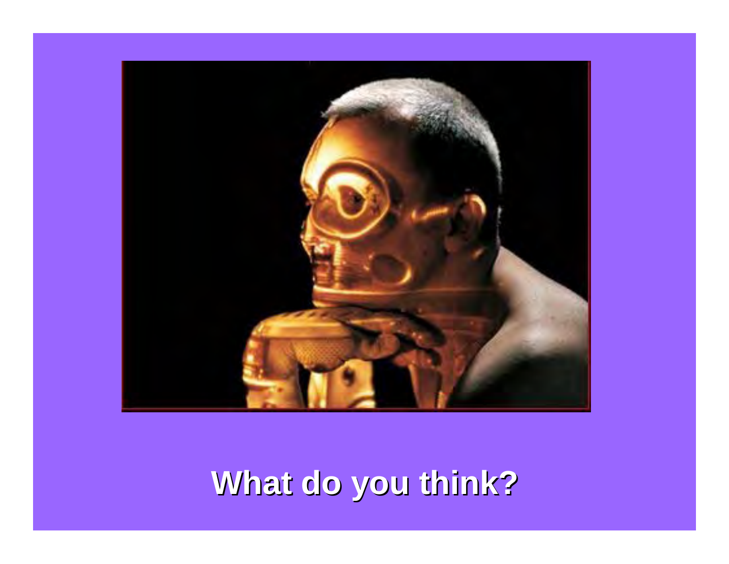**What do you think?**